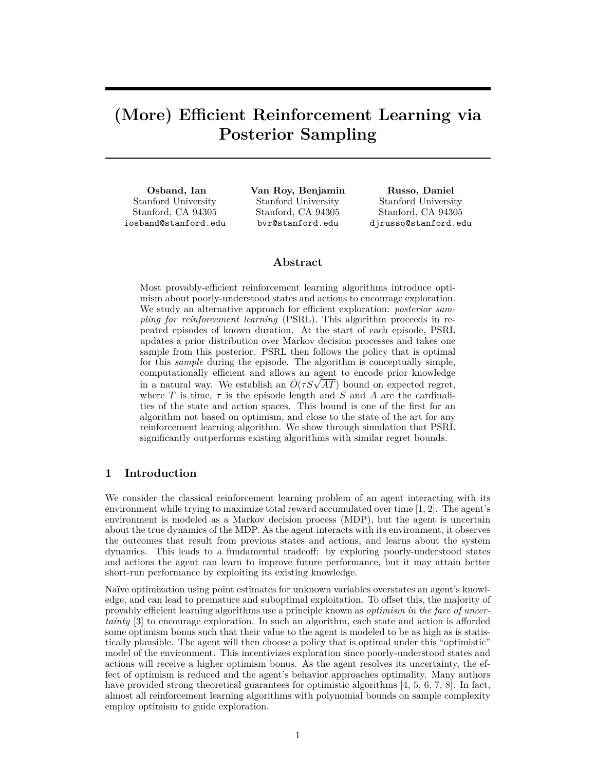# (More) Efficient Reinforcement Learning via Posterior Sampling

**Osband, Ian**
Stanford University
Stanford, CA 94305
iosband@stanford.edu

**Van Roy, Benjamin**
Stanford University
Stanford, CA 94305
bvr@stanford.edu

**Russo, Daniel**
Stanford University
Stanford, CA 94305
djrusso@stanford.edu

## Abstract

Most provably-efficient reinforcement learning algorithms introduce optimism about poorly-understood states and actions to encourage exploration. We study an alternative approach for efficient exploration: *posterior sampling for reinforcement learning* (PSRL). This algorithm proceeds in repeated episodes of known duration. At the start of each episode, PSRL updates a prior distribution over Markov decision processes and takes one sample from this posterior. PSRL then follows the policy that is optimal for this *sample* during the episode. The algorithm is conceptually simple, computationally efficient and allows an agent to encode prior knowledge in a natural way. We establish an $\tilde{O}(\tau S \sqrt{AT})$ bound on expected regret, where $T$ is time, $\tau$ is the episode length and $S$ and $A$ are the cardinalities of the state and action spaces. This bound is one of the first for an algorithm not based on optimism, and close to the state of the art for any reinforcement learning algorithm. We show through simulation that PSRL significantly outperforms existing algorithms with similar regret bounds.

## 1 Introduction

We consider the classical reinforcement learning problem of an agent interacting with its environment while trying to maximize total reward accumulated over time [1, 2]. The agent's environment is modeled as a Markov decision process (MDP), but the agent is uncertain about the true dynamics of the MDP. As the agent interacts with its environment, it observes the outcomes that result from previous states and actions, and learns about the system dynamics. This leads to a fundamental tradeoff: by exploring poorly-understood states and actions the agent can learn to improve future performance, but it may attain better short-run performance by exploiting its existing knowledge.

Naïve optimization using point estimates for unknown variables overstates an agent's knowledge, and can lead to premature and suboptimal exploitation. To offset this, the majority of provably efficient learning algorithms use a principle known as *optimism in the face of uncertainty* [3] to encourage exploration. In such an algorithm, each state and action is afforded some optimism bonus such that their value to the agent is modeled to be as high as is statistically plausible. The agent will then choose a policy that is optimal under this "optimistic" model of the environment. This incentivizes exploration since poorly-understood states and actions will receive a higher optimism bonus. As the agent resolves its uncertainty, the effect of optimism is reduced and the agent's behavior approaches optimality. Many authors have provided strong theoretical guarantees for optimistic algorithms [4, 5, 6, 7, 8]. In fact, almost all reinforcement learning algorithms with polynomial bounds on sample complexity employ optimism to guide exploration.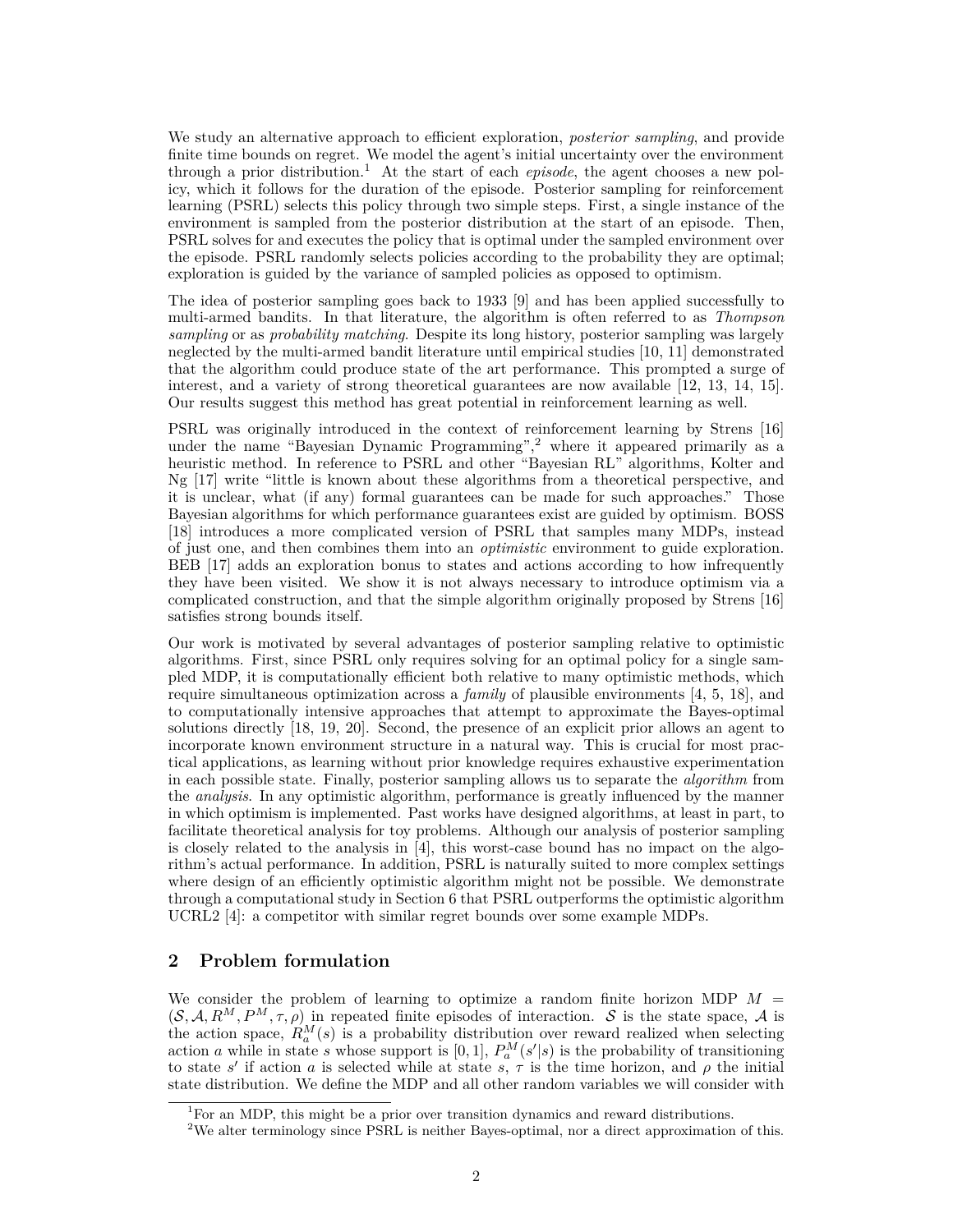We study an alternative approach to efficient exploration, *posterior sampling*, and provide finite time bounds on regret. We model the agent's initial uncertainty over the environment through a prior distribution.[1] At the start of each *episode*, the agent chooses a new policy, which it follows for the duration of the episode. Posterior sampling for reinforcement learning (PSRL) selects this policy through two simple steps. First, a single instance of the environment is sampled from the posterior distribution at the start of an episode. Then, PSRL solves for and executes the policy that is optimal under the sampled environment over the episode. PSRL randomly selects policies according to the probability they are optimal; exploration is guided by the variance of sampled policies as opposed to optimism.

The idea of posterior sampling goes back to 1933 [9] and has been applied successfully to multi-armed bandits. In that literature, the algorithm is often referred to as *Thompson sampling* or as *probability matching*. Despite its long history, posterior sampling was largely neglected by the multi-armed bandit literature until empirical studies [10, 11] demonstrated that the algorithm could produce state of the art performance. This prompted a surge of interest, and a variety of strong theoretical guarantees are now available [12, 13, 14, 15]. Our results suggest this method has great potential in reinforcement learning as well.

PSRL was originally introduced in the context of reinforcement learning by Strens [16] under the name "Bayesian Dynamic Programming",[2] where it appeared primarily as a heuristic method. In reference to PSRL and other "Bayesian RL" algorithms, Kolter and Ng [17] write "little is known about these algorithms from a theoretical perspective, and it is unclear, what (if any) formal guarantees can be made for such approaches." Those Bayesian algorithms for which performance guarantees exist are guided by optimism. BOSS [18] introduces a more complicated version of PSRL that samples many MDPs, instead of just one, and then combines them into an *optimistic* environment to guide exploration. BEB [17] adds an exploration bonus to states and actions according to how infrequently they have been visited. We show it is not always necessary to introduce optimism via a complicated construction, and that the simple algorithm originally proposed by Strens [16] satisfies strong bounds itself.

Our work is motivated by several advantages of posterior sampling relative to optimistic algorithms. First, since PSRL only requires solving for an optimal policy for a single sampled MDP, it is computationally efficient both relative to many optimistic methods, which require simultaneous optimization across a *family* of plausible environments [4, 5, 18], and to computationally intensive approaches that attempt to approximate the Bayes-optimal solutions directly [18, 19, 20]. Second, the presence of an explicit prior allows an agent to incorporate known environment structure in a natural way. This is crucial for most practical applications, as learning without prior knowledge requires exhaustive experimentation in each possible state. Finally, posterior sampling allows us to separate the *algorithm* from the *analysis*. In any optimistic algorithm, performance is greatly influenced by the manner in which optimism is implemented. Past works have designed algorithms, at least in part, to facilitate theoretical analysis for toy problems. Although our analysis of posterior sampling is closely related to the analysis in [4], this worst-case bound has no impact on the algorithm's actual performance. In addition, PSRL is naturally suited to more complex settings where design of an efficiently optimistic algorithm might not be possible. We demonstrate through a computational study in Section 6 that PSRL outperforms the optimistic algorithm UCRL2 [4]: a competitor with similar regret bounds over some example MDPs.

## 2 Problem formulation

We consider the problem of learning to optimize a random finite horizon MDP $M = (\mathcal{S}, \mathcal{A}, R^M, P^M, \tau, \rho)$ in repeated finite episodes of interaction. $\mathcal{S}$ is the state space, $\mathcal{A}$ is the action space, $R^M_a(s)$ is a probability distribution over reward realized when selecting action $a$ while in state $s$ whose support is $[0, 1]$, $P^M_a(s'|s)$ is the probability of transitioning to state $s'$ if action $a$ is selected while at state $s$, $\tau$ is the time horizon, and $\rho$ the initial state distribution. We define the MDP and all other random variables we will consider with

[1] For an MDP, this might be a prior over transition dynamics and reward distributions.

[2] We alter terminology since PSRL is neither Bayes-optimal, nor a direct approximation of this.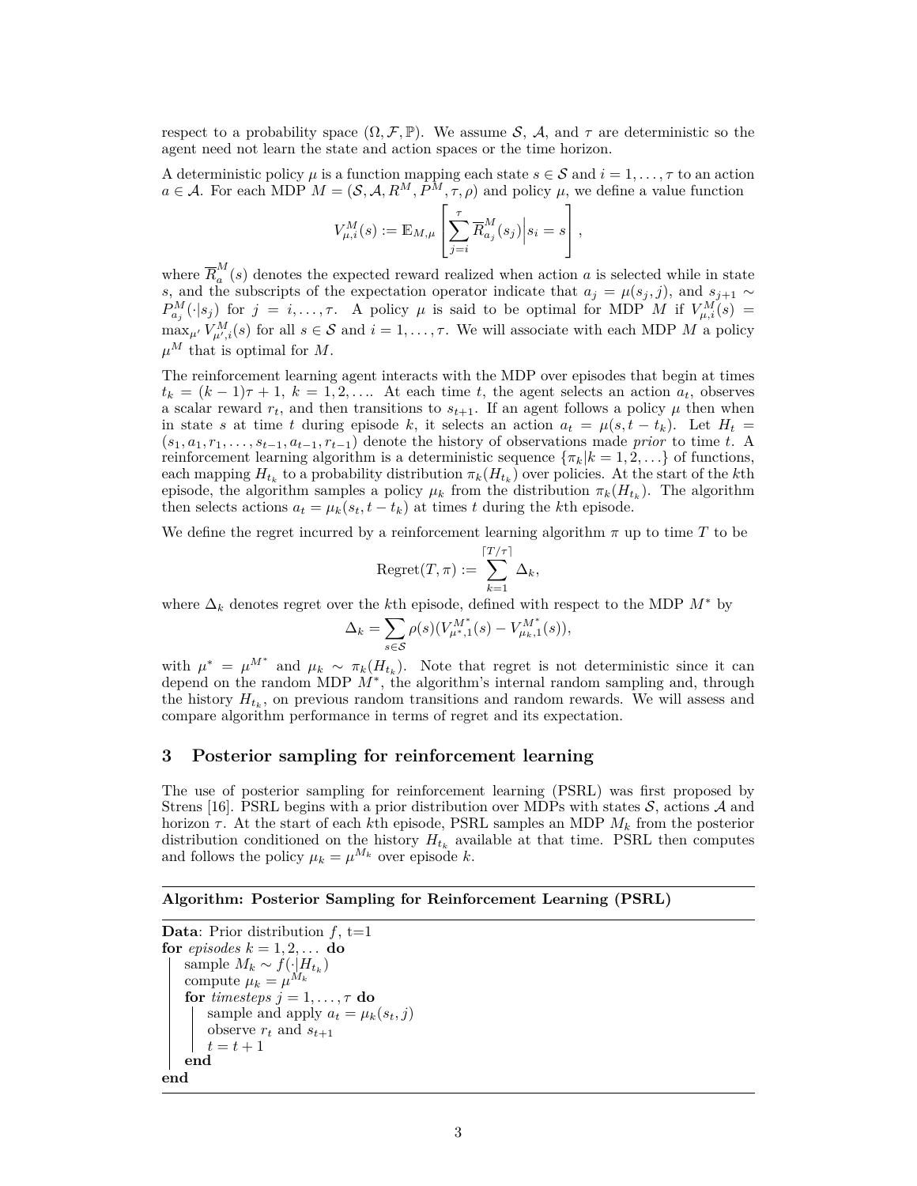respect to a probability space $(\Omega, \mathcal{F}, \mathbb{P})$. We assume $\mathcal{S}$, $\mathcal{A}$, and $\tau$ are deterministic so the agent need not learn the state and action spaces or the time horizon.

A deterministic policy $\mu$ is a function mapping each state $s \in \mathcal{S}$ and $i = 1, \ldots, \tau$ to an action $a \in \mathcal{A}$. For each MDP $M = (\mathcal{S}, \mathcal{A}, R^M, P^M, \tau, \rho)$ and policy $\mu$, we define a value function

$$V_{\mu,i}^M(s) := \mathbb{E}_{M,\mu}\left[\sum_{j=i}^{\tau} \overline{R}_{a_j}^M(s_j) \Big| s_i = s\right],$$

where $\overline{R}_a^M(s)$ denotes the expected reward realized when action $a$ is selected while in state $s$, and the subscripts of the expectation operator indicate that $a_j = \mu(s_j, j)$, and $s_{j+1} \sim P_{a_j}^M(\cdot|s_j)$ for $j = i, \ldots, \tau$. A policy $\mu$ is said to be optimal for MDP $M$ if $V_{\mu,i}^M(s) = \max_{\mu'} V_{\mu',i}^M(s)$ for all $s \in \mathcal{S}$ and $i = 1, \ldots, \tau$. We will associate with each MDP $M$ a policy $\mu^M$ that is optimal for $M$.

The reinforcement learning agent interacts with the MDP over episodes that begin at times $t_k = (k-1)\tau + 1$, $k = 1, 2, \ldots$. At each time $t$, the agent selects an action $a_t$, observes a scalar reward $r_t$, and then transitions to $s_{t+1}$. If an agent follows a policy $\mu$ then when in state $s$ at time $t$ during episode $k$, it selects an action $a_t = \mu(s, t - t_k)$. Let $H_t = (s_1, a_1, r_1, \ldots, s_{t-1}, a_{t-1}, r_{t-1})$ denote the history of observations made *prior* to time $t$. A reinforcement learning algorithm is a deterministic sequence $\{\pi_k | k = 1, 2, \ldots\}$ of functions, each mapping $H_{t_k}$ to a probability distribution $\pi_k(H_{t_k})$ over policies. At the start of the $k$th episode, the algorithm samples a policy $\mu_k$ from the distribution $\pi_k(H_{t_k})$. The algorithm then selects actions $a_t = \mu_k(s_t, t - t_k)$ at times $t$ during the $k$th episode.

We define the regret incurred by a reinforcement learning algorithm $\pi$ up to time $T$ to be

$$\text{Regret}(T, \pi) := \sum_{k=1}^{\lceil T/\tau \rceil} \Delta_k,$$

where $\Delta_k$ denotes regret over the $k$th episode, defined with respect to the MDP $M^*$ by

$$\Delta_k = \sum_{s \in \mathcal{S}} \rho(s)(V_{\mu^*,1}^{M^*}(s) - V_{\mu_k,1}^{M^*}(s)),$$

with $\mu^* = \mu^{M^*}$ and $\mu_k \sim \pi_k(H_{t_k})$. Note that regret is not deterministic since it can depend on the random MDP $M^*$, the algorithm's internal random sampling and, through the history $H_{t_k}$, on previous random transitions and random rewards. We will assess and compare algorithm performance in terms of regret and its expectation.

## 3 Posterior sampling for reinforcement learning

The use of posterior sampling for reinforcement learning (PSRL) was first proposed by Strens [16]. PSRL begins with a prior distribution over MDPs with states $\mathcal{S}$, actions $\mathcal{A}$ and horizon $\tau$. At the start of each $k$th episode, PSRL samples an MDP $M_k$ from the posterior distribution conditioned on the history $H_{t_k}$ available at that time. PSRL then computes and follows the policy $\mu_k = \mu^{M_k}$ over episode $k$.

**Algorithm: Posterior Sampling for Reinforcement Learning (PSRL)**

```
Data: Prior distribution f, t=1
for episodes k = 1, 2, ... do
    sample M_k ~ f(·|H_{t_k})
    compute μ_k = μ^{M_k}
    for timesteps j = 1, ..., τ do
        sample and apply a_t = μ_k(s_t, j)
        observe r_t and s_{t+1}
        t = t + 1
    end
end
```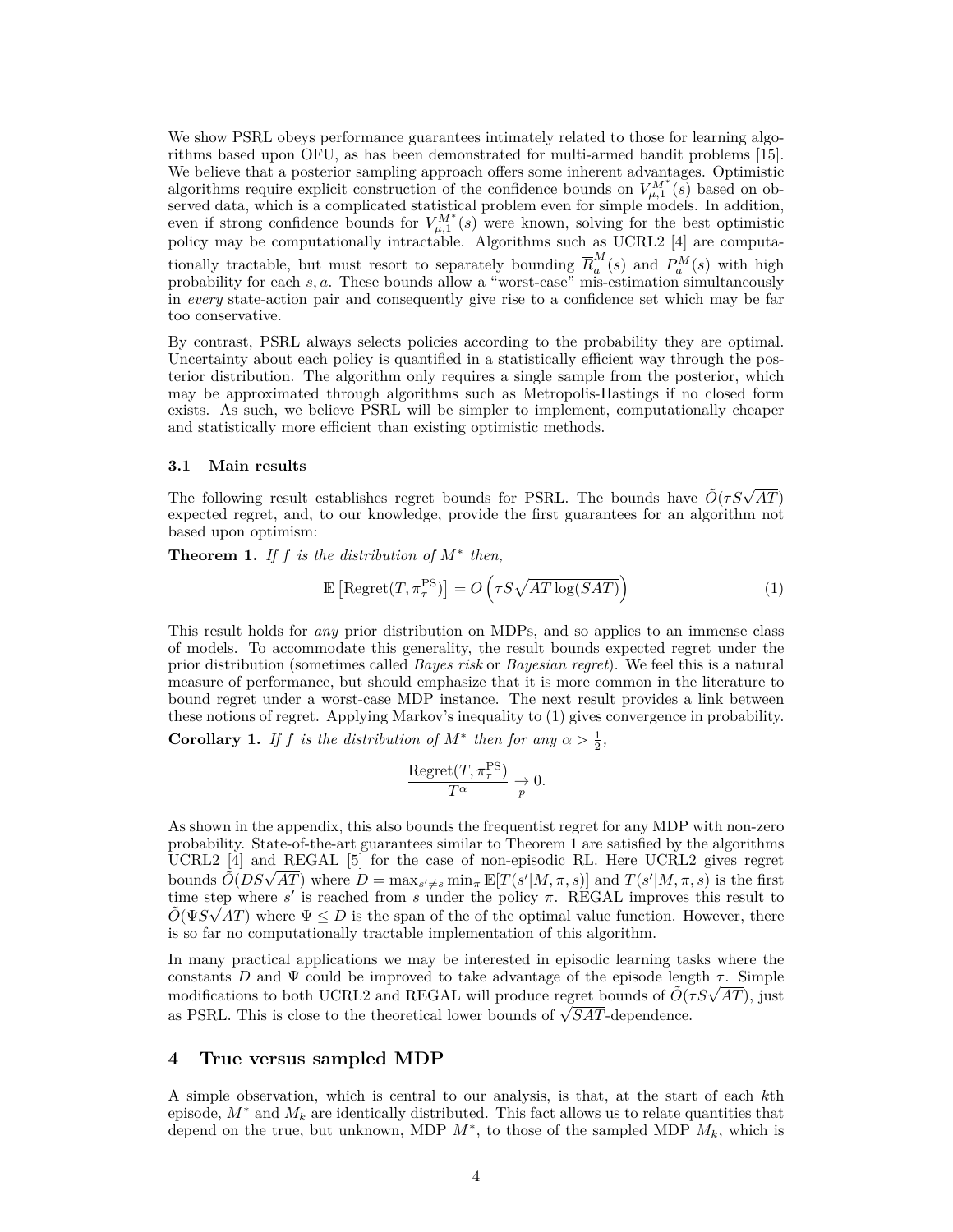We show PSRL obeys performance guarantees intimately related to those for learning algorithms based upon OFU, as has been demonstrated for multi-armed bandit problems [15]. We believe that a posterior sampling approach offers some inherent advantages. Optimistic algorithms require explicit construction of the confidence bounds on $V^{M^*}_{\mu,1}(s)$ based on observed data, which is a complicated statistical problem even for simple models. In addition, even if strong confidence bounds for $V^{M^*}_{\mu,1}(s)$ were known, solving for the best optimistic policy may be computationally intractable. Algorithms such as UCRL2 [4] are computationally tractable, but must resort to separately bounding $\overline{R}^M_a(s)$ and $P^M_a(s)$ with high probability for each $s, a$. These bounds allow a "worst-case" mis-estimation simultaneously in *every* state-action pair and consequently give rise to a confidence set which may be far too conservative.

By contrast, PSRL always selects policies according to the probability they are optimal. Uncertainty about each policy is quantified in a statistically efficient way through the posterior distribution. The algorithm only requires a single sample from the posterior, which may be approximated through algorithms such as Metropolis-Hastings if no closed form exists. As such, we believe PSRL will be simpler to implement, computationally cheaper and statistically more efficient than existing optimistic methods.

### 3.1 Main results

The following result establishes regret bounds for PSRL. The bounds have $\tilde{O}(\tau S \sqrt{AT})$ expected regret, and, to our knowledge, provide the first guarantees for an algorithm not based upon optimism:

**Theorem 1.** *If $f$ is the distribution of $M^*$ then,*

$$\mathbb{E}\left[\text{Regret}(T, \pi^{\text{PS}}_\tau)\right] = O\left(\tau S \sqrt{AT \log(SAT)}\right) \tag{1}$$

This result holds for *any* prior distribution on MDPs, and so applies to an immense class of models. To accommodate this generality, the result bounds expected regret under the prior distribution (sometimes called *Bayes risk* or *Bayesian regret*). We feel this is a natural measure of performance, but should emphasize that it is more common in the literature to bound regret under a worst-case MDP instance. The next result provides a link between these notions of regret. Applying Markov's inequality to (1) gives convergence in probability.

**Corollary 1.** *If $f$ is the distribution of $M^*$ then for any $\alpha > \frac{1}{2}$,*

$$\frac{\text{Regret}(T, \pi^{\text{PS}}_\tau)}{T^\alpha} \underset{p}{\rightarrow} 0.$$

As shown in the appendix, this also bounds the frequentist regret for any MDP with non-zero probability. State-of-the-art guarantees similar to Theorem 1 are satisfied by the algorithms UCRL2 [4] and REGAL [5] for the case of non-episodic RL. Here UCRL2 gives regret bounds $\tilde{O}(DS\sqrt{AT})$ where $D = \max_{s' \neq s} \min_\pi \mathbb{E}[T(s'|M, \pi, s)]$ and $T(s'|M, \pi, s)$ is the first time step where $s'$ is reached from $s$ under the policy $\pi$. REGAL improves this result to $\tilde{O}(\Psi S \sqrt{AT})$ where $\Psi \leq D$ is the span of the of the optimal value function. However, there is so far no computationally tractable implementation of this algorithm.

In many practical applications we may be interested in episodic learning tasks where the constants $D$ and $\Psi$ could be improved to take advantage of the episode length $\tau$. Simple modifications to both UCRL2 and REGAL will produce regret bounds of $\tilde{O}(\tau S \sqrt{AT})$, just as PSRL. This is close to the theoretical lower bounds of $\sqrt{SAT}$-dependence.

## 4 True versus sampled MDP

A simple observation, which is central to our analysis, is that, at the start of each $k$th episode, $M^*$ and $M_k$ are identically distributed. This fact allows us to relate quantities that depend on the true, but unknown, MDP $M^*$, to those of the sampled MDP $M_k$, which is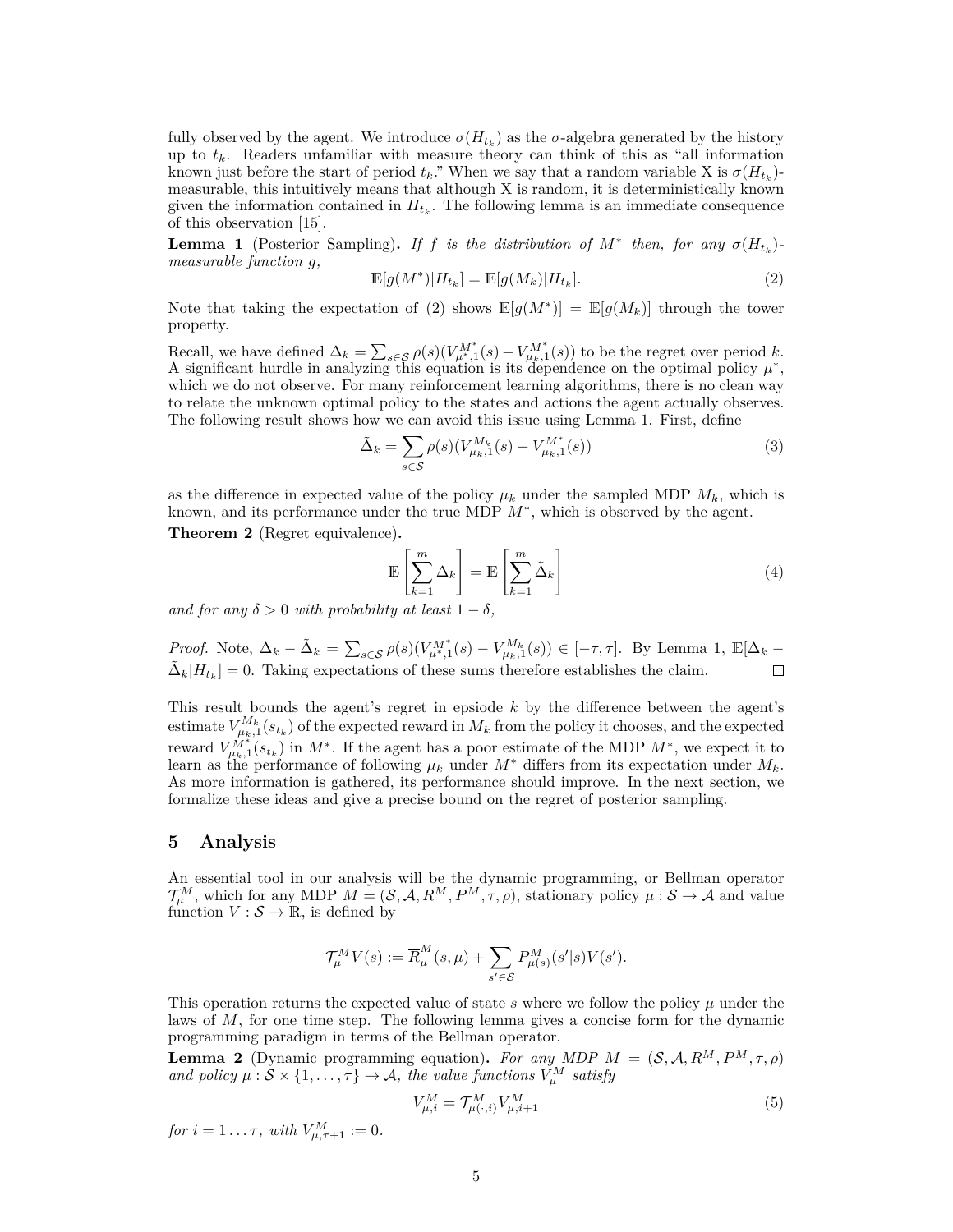fully observed by the agent. We introduce $\sigma(H_{t_k})$ as the $\sigma$-algebra generated by the history up to $t_k$. Readers unfamiliar with measure theory can think of this as "all information known just before the start of period $t_k$." When we say that a random variable X is $\sigma(H_{t_k})$-measurable, this intuitively means that although X is random, it is deterministically known given the information contained in $H_{t_k}$. The following lemma is an immediate consequence of this observation [15].

**Lemma 1** (Posterior Sampling)**.** *If $f$ is the distribution of $M^*$ then, for any $\sigma(H_{t_k})$-measurable function $g$,*

$$\mathbb{E}[g(M^*)|H_{t_k}] = \mathbb{E}[g(M_k)|H_{t_k}]. \tag{2}$$

Note that taking the expectation of (2) shows $\mathbb{E}[g(M^*)] = \mathbb{E}[g(M_k)]$ through the tower property.

Recall, we have defined $\Delta_k = \sum_{s \in \mathcal{S}} \rho(s)(V^{M^*}_{\mu^*,1}(s) - V^{M^*}_{\mu_k,1}(s))$ to be the regret over period $k$. A significant hurdle in analyzing this equation is its dependence on the optimal policy $\mu^*$, which we do not observe. For many reinforcement learning algorithms, there is no clean way to relate the unknown optimal policy to the states and actions the agent actually observes. The following result shows how we can avoid this issue using Lemma 1. First, define

$$\tilde{\Delta}_k = \sum_{s \in \mathcal{S}} \rho(s)(V^{M_k}_{\mu_k,1}(s) - V^{M^*}_{\mu_k,1}(s)) \tag{3}$$

as the difference in expected value of the policy $\mu_k$ under the sampled MDP $M_k$, which is known, and its performance under the true MDP $M^*$, which is observed by the agent.

**Theorem 2** (Regret equivalence)**.**

$$\mathbb{E}\left[\sum_{k=1}^{m} \Delta_k\right] = \mathbb{E}\left[\sum_{k=1}^{m} \tilde{\Delta}_k\right] \tag{4}$$

*and for any $\delta > 0$ with probability at least $1 - \delta$,*

*Proof.* Note, $\Delta_k - \tilde{\Delta}_k = \sum_{s \in \mathcal{S}} \rho(s)(V^{M^*}_{\mu^*,1}(s) - V^{M_k}_{\mu_k,1}(s)) \in [-\tau, \tau]$. By Lemma 1, $\mathbb{E}[\Delta_k - \tilde{\Delta}_k | H_{t_k}] = 0$. Taking expectations of these sums therefore establishes the claim. $\square$

This result bounds the agent's regret in epsiode $k$ by the difference between the agent's estimate $V^{M_k}_{\mu_k,1}(s_{t_k})$ of the expected reward in $M_k$ from the policy it chooses, and the expected reward $V^{M^*}_{\mu_k,1}(s_{t_k})$ in $M^*$. If the agent has a poor estimate of the MDP $M^*$, we expect it to learn as the performance of following $\mu_k$ under $M^*$ differs from its expectation under $M_k$. As more information is gathered, its performance should improve. In the next section, we formalize these ideas and give a precise bound on the regret of posterior sampling.

## 5 Analysis

An essential tool in our analysis will be the dynamic programming, or Bellman operator $\mathcal{T}^M_\mu$, which for any MDP $M = (\mathcal{S}, \mathcal{A}, R^M, P^M, \tau, \rho)$, stationary policy $\mu : \mathcal{S} \to \mathcal{A}$ and value function $V : \mathcal{S} \to \mathbb{R}$, is defined by

$$\mathcal{T}^M_\mu V(s) := \overline{R}^M_\mu(s, \mu) + \sum_{s' \in \mathcal{S}} P^M_{\mu(s)}(s'|s) V(s').$$

This operation returns the expected value of state $s$ where we follow the policy $\mu$ under the laws of $M$, for one time step. The following lemma gives a concise form for the dynamic programming paradigm in terms of the Bellman operator.

**Lemma 2** (Dynamic programming equation)**.** *For any MDP $M = (\mathcal{S}, \mathcal{A}, R^M, P^M, \tau, \rho)$ and policy $\mu : \mathcal{S} \times \{1, \ldots, \tau\} \to \mathcal{A}$, the value functions $V^M_\mu$ satisfy*

$$V^M_{\mu,i} = \mathcal{T}^M_{\mu(\cdot,i)} V^M_{\mu,i+1} \tag{5}$$

*for $i = 1 \ldots \tau$, with $V^M_{\mu,\tau+1} := 0$.*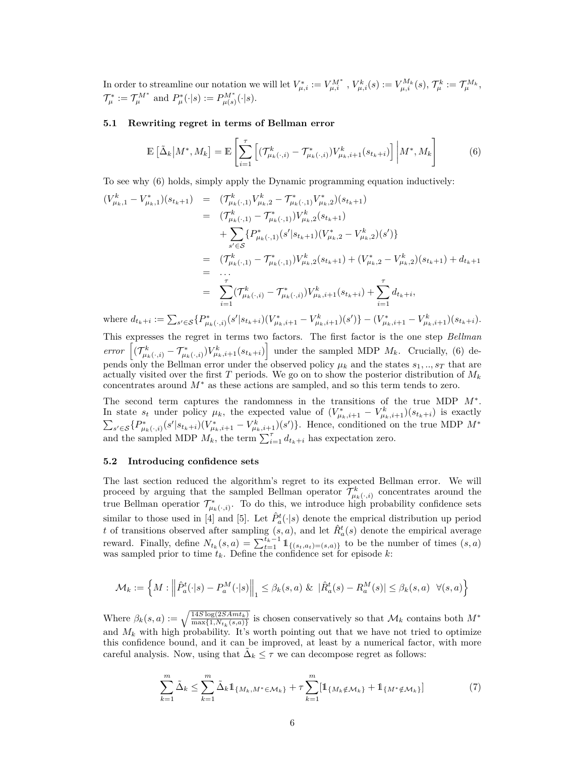In order to streamline our notation we will let $V^*_{\mu,i} := V^{M^*}_{\mu,i}$ , $V^k_{\mu,i}(s) := V^{M_k}_{\mu,i}(s)$, $\mathcal{T}^k_\mu := \mathcal{T}^{M_k}_\mu$, $\mathcal{T}^*_\mu := \mathcal{T}^{M^*}_\mu$ and $P^*_\mu(\cdot|s) := P^{M^*}_{\mu(s)}(\cdot|s)$.

### 5.1 Rewriting regret in terms of Bellman error

$$\mathbb{E}\left[\tilde{\Delta}_k \middle| M^*, M_k\right] = \mathbb{E}\left[\sum_{i=1}^{\tau}\left[(\mathcal{T}^k_{\mu_k(\cdot,i)} - \mathcal{T}^*_{\mu_k(\cdot,i)})V^k_{\mu_k,i+1}(s_{t_k+i})\right] \middle| M^*, M_k\right] \tag{6}$$

To see why (6) holds, simply apply the Dynamic programming equation inductively:

$$\begin{aligned}
(V^k_{\mu_k,1} - V^*_{\mu_k,1})(s_{t_k+1}) &= (\mathcal{T}^k_{\mu_k(\cdot,1)}V^k_{\mu_k,2} - \mathcal{T}^*_{\mu_k(\cdot,1)}V^*_{\mu_k,2})(s_{t_k+1}) \\
&= (\mathcal{T}^k_{\mu_k(\cdot,1)} - \mathcal{T}^*_{\mu_k(\cdot,1)})V^k_{\mu_k,2}(s_{t_k+1}) \\
&\quad + \sum_{s'\in\mathcal{S}}\{P^*_{\mu_k(\cdot,1)}(s'|s_{t_k+1})(V^*_{\mu_k,2} - V^k_{\mu_k,2})(s')\} \\
&= (\mathcal{T}^k_{\mu_k(\cdot,1)} - \mathcal{T}^*_{\mu_k(\cdot,1)})V^k_{\mu_k,2}(s_{t_k+1}) + (V^*_{\mu_k,2} - V^k_{\mu_k,2})(s_{t_k+1}) + d_{t_k+1} \\
&= \dots \\
&= \sum_{i=1}^{\tau}(\mathcal{T}^k_{\mu_k(\cdot,i)} - \mathcal{T}^*_{\mu_k(\cdot,i)})V^k_{\mu_k,i+1}(s_{t_k+i}) + \sum_{i=1}^{\tau} d_{t_k+i},
\end{aligned}$$

where $d_{t_k+i} := \sum_{s'\in\mathcal{S}}\{P^*_{\mu_k(\cdot,i)}(s'|s_{t_k+i})(V^*_{\mu_k,i+1} - V^k_{\mu_k,i+1})(s')\} - (V^*_{\mu_k,i+1} - V^k_{\mu_k,i+1})(s_{t_k+i})$.

This expresses the regret in terms two factors. The first factor is the one step *Bellman error* $\left[(\mathcal{T}^k_{\mu_k(\cdot,i)} - \mathcal{T}^*_{\mu_k(\cdot,i)})V^k_{\mu_k,i+1}(s_{t_k+i})\right]$ under the sampled MDP $M_k$. Crucially, (6) depends only the Bellman error under the observed policy $\mu_k$ and the states $s_1, .., s_T$ that are actually visited over the first $T$ periods. We go on to show the posterior distribution of $M_k$ concentrates around $M^*$ as these actions are sampled, and so this term tends to zero.

The second term captures the randomness in the transitions of the true MDP $M^*$. In state $s_t$ under policy $\mu_k$, the expected value of $(V^*_{\mu_k,i+1} - V^k_{\mu_k,i+1})(s_{t_k+i})$ is exactly $\sum_{s'\in\mathcal{S}}\{P^*_{\mu_k(\cdot,i)}(s'|s_{t_k+i})(V^*_{\mu_k,i+1} - V^k_{\mu_k,i+1})(s')\}$. Hence, conditioned on the true MDP $M^*$ and the sampled MDP $M_k$, the term $\sum_{i=1}^{\tau} d_{t_k+i}$ has expectation zero.

### 5.2 Introducing confidence sets

The last section reduced the algorithm's regret to its expected Bellman error. We will proceed by arguing that the sampled Bellman operator $\mathcal{T}^k_{\mu_k(\cdot,i)}$ concentrates around the true Bellman operatior $\mathcal{T}^*_{\mu_k(\cdot,i)}$. To do this, we introduce high probability confidence sets similar to those used in [4] and [5]. Let $\hat{P}^t_a(\cdot|s)$ denote the emprical distribution up period $t$ of transitions observed after sampling $(s, a)$, and let $\hat{R}^t_a(s)$ denote the empirical average reward. Finally, define $N_{t_k}(s, a) = \sum_{t=1}^{t_k-1}\mathbb{1}_{\{(s_t,a_t)=(s,a)\}}$ to be the number of times $(s, a)$ was sampled prior to time $t_k$. Define the confidence set for episode $k$:

$$\mathcal{M}_k := \left\{M : \left\|\hat{P}^t_a(\cdot|s) - P^M_a(\cdot|s)\right\|_1 \leq \beta_k(s,a) \ \&\ |\hat{R}^t_a(s) - R^M_a(s)| \leq \beta_k(s,a) \ \ \forall (s,a)\right\}$$

Where $\beta_k(s, a) := \sqrt{\frac{14S\log(2SAmt_k)}{\max\{1,N_{t_k}(s,a)\}}}$ is chosen conservatively so that $\mathcal{M}_k$ contains both $M^*$ and $M_k$ with high probability. It's worth pointing out that we have not tried to optimize this confidence bound, and it can be improved, at least by a numerical factor, with more careful analysis. Now, using that $\tilde{\Delta}_k \leq \tau$ we can decompose regret as follows:

$$\sum_{k=1}^{m}\tilde{\Delta}_k \leq \sum_{k=1}^{m}\tilde{\Delta}_k\mathbb{1}_{\{M_k,M^*\in\mathcal{M}_k\}} + \tau\sum_{k=1}^{m}[\mathbb{1}_{\{M_k\notin\mathcal{M}_k\}} + \mathbb{1}_{\{M^*\notin\mathcal{M}_k\}}] \tag{7}$$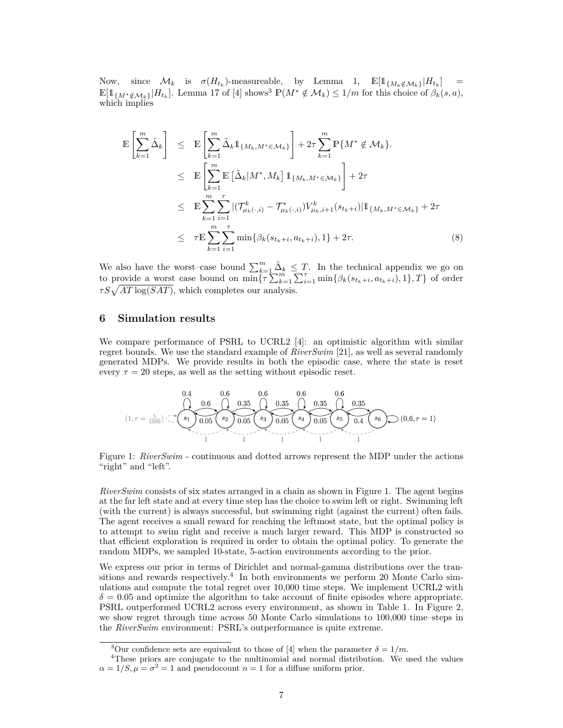Now, since $\mathcal{M}_k$ is $\sigma(H_{t_k})$-measureable, by Lemma 1, $\mathbb{E}[\mathbb{1}_{\{M_k \notin \mathcal{M}_k\}} | H_{t_k}] = \mathbb{E}[\mathbb{1}_{\{M^* \notin \mathcal{M}_k\}} | H_{t_k}]$. Lemma 17 of [4] shows[3] $\mathbb{P}(M^* \notin \mathcal{M}_k) \leq 1/m$ for this choice of $\beta_k(s,a)$, which implies

$$
\begin{aligned}
\mathbb{E}\left[\sum_{k=1}^m \tilde{\Delta}_k\right] &\leq \mathbb{E}\left[\sum_{k=1}^m \tilde{\Delta}_k \mathbb{1}_{\{M_k, M^* \in \mathcal{M}_k\}}\right] + 2\tau \sum_{k=1}^m \mathbb{P}\{M^* \notin \mathcal{M}_k\}. \\
&\leq \mathbb{E}\left[\sum_{k=1}^m \mathbb{E}\left[\tilde{\Delta}_k | M^*, M_k\right] \mathbb{1}_{\{M_k, M^* \in \mathcal{M}_k\}}\right] + 2\tau \\
&\leq \mathbb{E}\sum_{k=1}^m \sum_{i=1}^\tau |(\mathcal{T}^k_{\mu_k(\cdot,i)} - \mathcal{T}^*_{\mu_k(\cdot,i)}) V^k_{\mu_k,i+1}(s_{t_k+i})| \mathbb{1}_{\{M_k, M^* \in \mathcal{M}_k\}} + 2\tau \\
&\leq \tau \mathbb{E}\sum_{k=1}^m \sum_{i=1}^\tau \min\{\beta_k(s_{t_k+i}, a_{t_k+i}), 1\} + 2\tau. \qquad (8)
\end{aligned}
$$

We also have the worst–case bound $\sum_{k=1}^m \tilde{\Delta}_k \leq T$. In the technical appendix we go on to provide a worst case bound on $\min\{\tau \sum_{k=1}^m \sum_{i=1}^\tau \min\{\beta_k(s_{t_k+i}, a_{t_k+i}), 1\}, T\}$ of order $\tau S \sqrt{AT \log(SAT)}$, which completes our analysis.

## 6 Simulation results

We compare performance of PSRL to UCRL2 [4]: an optimistic algorithm with similar regret bounds. We use the standard example of *RiverSwim* [21], as well as several randomly generated MDPs. We provide results in both the episodic case, where the state is reset every $\tau = 20$ steps, as well as the setting without episodic reset.

Figure 1: *RiverSwim* - continuous and dotted arrows represent the MDP under the actions "right" and "left".

*RiverSwim* consists of six states arranged in a chain as shown in Figure 1. The agent begins at the far left state and at every time step has the choice to swim left or right. Swimming left (with the current) is always successful, but swimming right (against the current) often fails. The agent receives a small reward for reaching the leftmost state, but the optimal policy is to attempt to swim right and receive a much larger reward. This MDP is constructed so that efficient exploration is required in order to obtain the optimal policy. To generate the random MDPs, we sampled 10-state, 5-action environments according to the prior.

We express our prior in terms of Dirichlet and normal-gamma distributions over the transitions and rewards respectively.[4] In both environments we perform 20 Monte Carlo simulations and compute the total regret over 10,000 time steps. We implement UCRL2 with $\delta = 0.05$ and optimize the algorithm to take account of finite episodes where appropriate. PSRL outperformed UCRL2 across every environment, as shown in Table 1. In Figure 2, we show regret through time across 50 Monte Carlo simulations to 100,000 time–steps in the *RiverSwim* environment: PSRL's outperformance is quite extreme.

[3] Our confidence sets are equivalent to those of [4] when the parameter $\delta = 1/m$.

[4] These priors are conjugate to the multinomial and normal distribution. We used the values $\alpha = 1/S, \mu = \sigma^2 = 1$ and pseudocount $n = 1$ for a diffuse uniform prior.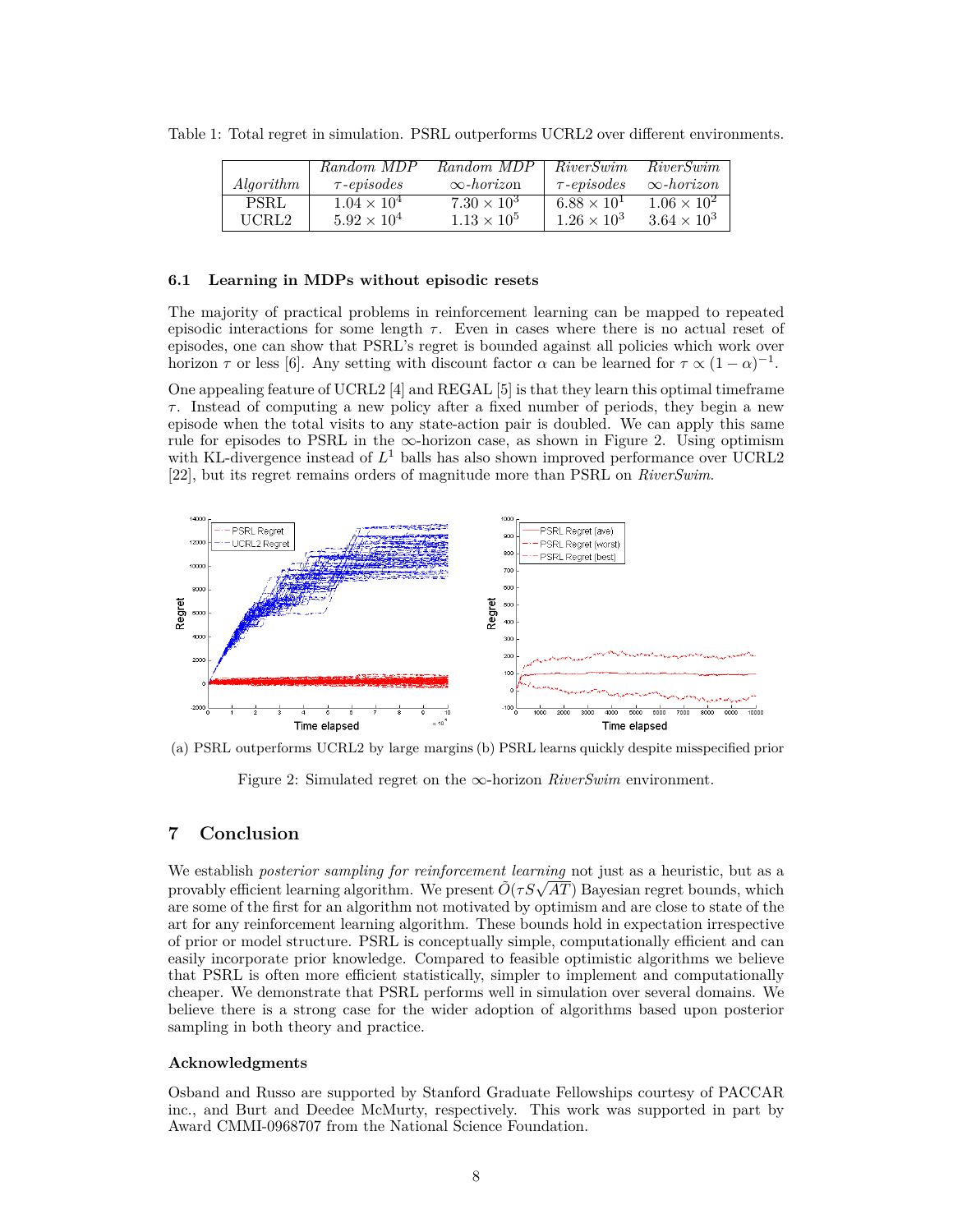Table 1: Total regret in simulation. PSRL outperforms UCRL2 over different environments.

| *Algorithm* | *Random MDP* *τ-episodes* | *Random MDP* *∞-horizon* | *RiverSwim* *τ-episodes* | *RiverSwim* *∞-horizon* |
|---|---|---|---|---|
| PSRL | $1.04 \times 10^4$ | $7.30 \times 10^3$ | $6.88 \times 10^1$ | $1.06 \times 10^2$ |
| UCRL2 | $5.92 \times 10^4$ | $1.13 \times 10^5$ | $1.26 \times 10^3$ | $3.64 \times 10^3$ |

### 6.1 Learning in MDPs without episodic resets

The majority of practical problems in reinforcement learning can be mapped to repeated episodic interactions for some length $\tau$. Even in cases where there is no actual reset of episodes, one can show that PSRL's regret is bounded against all policies which work over horizon $\tau$ or less [6]. Any setting with discount factor $\alpha$ can be learned for $\tau \propto (1-\alpha)^{-1}$.

One appealing feature of UCRL2 [4] and REGAL [5] is that they learn this optimal timeframe $\tau$. Instead of computing a new policy after a fixed number of periods, they begin a new episode when the total visits to any state-action pair is doubled. We can apply this same rule for episodes to PSRL in the $\infty$-horizon case, as shown in Figure 2. Using optimism with KL-divergence instead of $L^1$ balls has also shown improved performance over UCRL2 [22], but its regret remains orders of magnitude more than PSRL on *RiverSwim*.

(a) PSRL outperforms UCRL2 by large margins (b) PSRL learns quickly despite misspecified prior

Figure 2: Simulated regret on the $\infty$-horizon *RiverSwim* environment.

## 7 Conclusion

We establish *posterior sampling for reinforcement learning* not just as a heuristic, but as a provably efficient learning algorithm. We present $\tilde{O}(\tau S\sqrt{AT})$ Bayesian regret bounds, which are some of the first for an algorithm not motivated by optimism and are close to state of the art for any reinforcement learning algorithm. These bounds hold in expectation irrespective of prior or model structure. PSRL is conceptually simple, computationally efficient and can easily incorporate prior knowledge. Compared to feasible optimistic algorithms we believe that PSRL is often more efficient statistically, simpler to implement and computationally cheaper. We demonstrate that PSRL performs well in simulation over several domains. We believe there is a strong case for the wider adoption of algorithms based upon posterior sampling in both theory and practice.

### Acknowledgments

Osband and Russo are supported by Stanford Graduate Fellowships courtesy of PACCAR inc., and Burt and Deedee McMurty, respectively. This work was supported in part by Award CMMI-0968707 from the National Science Foundation.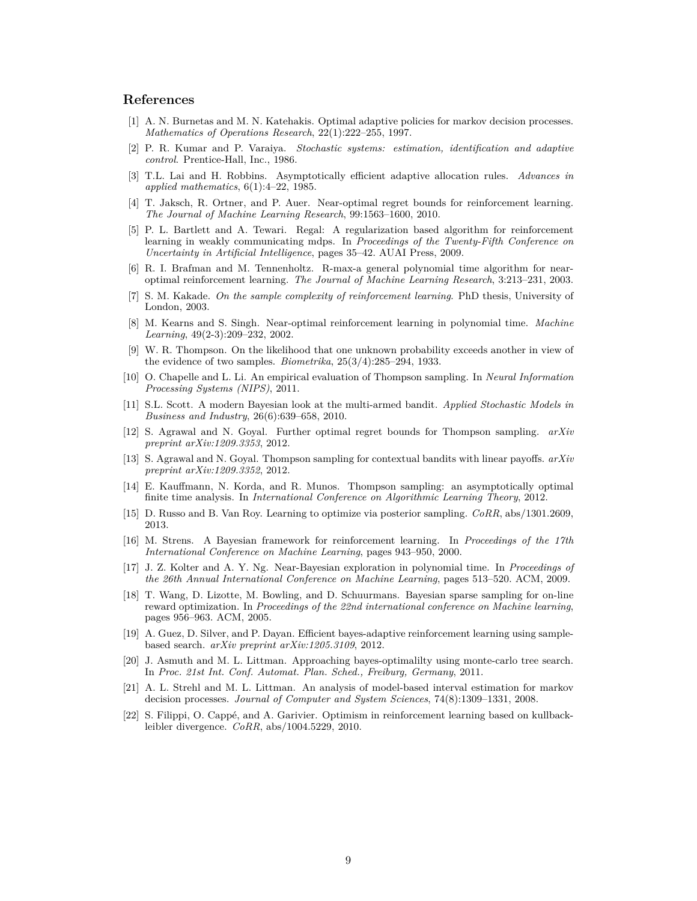## References

[1] A. N. Burnetas and M. N. Katehakis. Optimal adaptive policies for markov decision processes. *Mathematics of Operations Research*, 22(1):222–255, 1997.

[2] P. R. Kumar and P. Varaiya. *Stochastic systems: estimation, identification and adaptive control*. Prentice-Hall, Inc., 1986.

[3] T.L. Lai and H. Robbins. Asymptotically efficient adaptive allocation rules. *Advances in applied mathematics*, 6(1):4–22, 1985.

[4] T. Jaksch, R. Ortner, and P. Auer. Near-optimal regret bounds for reinforcement learning. *The Journal of Machine Learning Research*, 99:1563–1600, 2010.

[5] P. L. Bartlett and A. Tewari. Regal: A regularization based algorithm for reinforcement learning in weakly communicating mdps. In *Proceedings of the Twenty-Fifth Conference on Uncertainty in Artificial Intelligence*, pages 35–42. AUAI Press, 2009.

[6] R. I. Brafman and M. Tennenholtz. R-max-a general polynomial time algorithm for near-optimal reinforcement learning. *The Journal of Machine Learning Research*, 3:213–231, 2003.

[7] S. M. Kakade. *On the sample complexity of reinforcement learning*. PhD thesis, University of London, 2003.

[8] M. Kearns and S. Singh. Near-optimal reinforcement learning in polynomial time. *Machine Learning*, 49(2-3):209–232, 2002.

[9] W. R. Thompson. On the likelihood that one unknown probability exceeds another in view of the evidence of two samples. *Biometrika*, 25(3/4):285–294, 1933.

[10] O. Chapelle and L. Li. An empirical evaluation of Thompson sampling. In *Neural Information Processing Systems (NIPS)*, 2011.

[11] S.L. Scott. A modern Bayesian look at the multi-armed bandit. *Applied Stochastic Models in Business and Industry*, 26(6):639–658, 2010.

[12] S. Agrawal and N. Goyal. Further optimal regret bounds for Thompson sampling. *arXiv preprint arXiv:1209.3353*, 2012.

[13] S. Agrawal and N. Goyal. Thompson sampling for contextual bandits with linear payoffs. *arXiv preprint arXiv:1209.3352*, 2012.

[14] E. Kauffmann, N. Korda, and R. Munos. Thompson sampling: an asymptotically optimal finite time analysis. In *International Conference on Algorithmic Learning Theory*, 2012.

[15] D. Russo and B. Van Roy. Learning to optimize via posterior sampling. *CoRR*, abs/1301.2609, 2013.

[16] M. Strens. A Bayesian framework for reinforcement learning. In *Proceedings of the 17th International Conference on Machine Learning*, pages 943–950, 2000.

[17] J. Z. Kolter and A. Y. Ng. Near-Bayesian exploration in polynomial time. In *Proceedings of the 26th Annual International Conference on Machine Learning*, pages 513–520. ACM, 2009.

[18] T. Wang, D. Lizotte, M. Bowling, and D. Schuurmans. Bayesian sparse sampling for on-line reward optimization. In *Proceedings of the 22nd international conference on Machine learning*, pages 956–963. ACM, 2005.

[19] A. Guez, D. Silver, and P. Dayan. Efficient bayes-adaptive reinforcement learning using sample-based search. *arXiv preprint arXiv:1205.3109*, 2012.

[20] J. Asmuth and M. L. Littman. Approaching bayes-optimalilty using monte-carlo tree search. In *Proc. 21st Int. Conf. Automat. Plan. Sched., Freiburg, Germany*, 2011.

[21] A. L. Strehl and M. L. Littman. An analysis of model-based interval estimation for markov decision processes. *Journal of Computer and System Sciences*, 74(8):1309–1331, 2008.

[22] S. Filippi, O. Cappé, and A. Garivier. Optimism in reinforcement learning based on kullback-leibler divergence. *CoRR*, abs/1004.5229, 2010.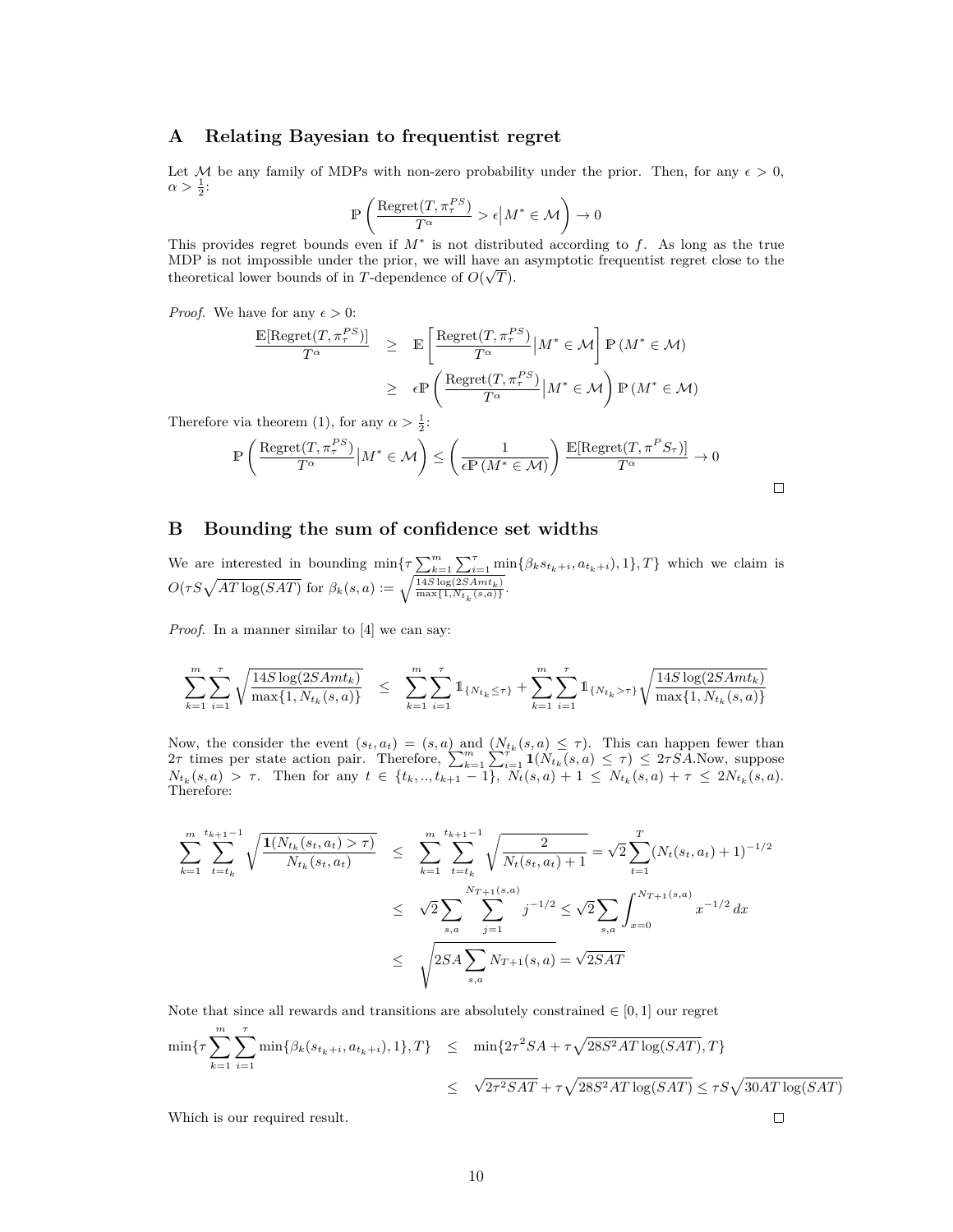## A Relating Bayesian to frequentist regret

Let $\mathcal{M}$ be any family of MDPs with non-zero probability under the prior. Then, for any $\epsilon > 0$, $\alpha > \frac{1}{2}$:

$$\mathbb{P}\left(\frac{\text{Regret}(T, \pi_\tau^{PS})}{T^\alpha} > \epsilon \big| M^* \in \mathcal{M}\right) \to 0$$

This provides regret bounds even if $M^*$ is not distributed according to $f$. As long as the true MDP is not impossible under the prior, we will have an asymptotic frequentist regret close to the theoretical lower bounds of in $T$-dependence of $O(\sqrt{T})$.

*Proof.* We have for any $\epsilon > 0$:

$$\begin{aligned}
\frac{\mathbb{E}[\text{Regret}(T, \pi_\tau^{PS})]}{T^\alpha} &\geq \mathbb{E}\left[\frac{\text{Regret}(T, \pi_\tau^{PS})}{T^\alpha} \big| M^* \in \mathcal{M}\right] \mathbb{P}\left(M^* \in \mathcal{M}\right) \\
&\geq \epsilon \mathbb{P}\left(\frac{\text{Regret}(T, \pi_\tau^{PS})}{T^\alpha} \big| M^* \in \mathcal{M}\right) \mathbb{P}\left(M^* \in \mathcal{M}\right)
\end{aligned}$$

Therefore via theorem (1), for any $\alpha > \frac{1}{2}$:

$$\mathbb{P}\left(\frac{\text{Regret}(T, \pi_\tau^{PS})}{T^\alpha} \big| M^* \in \mathcal{M}\right) \leq \left(\frac{1}{\epsilon \mathbb{P}\left(M^* \in \mathcal{M}\right)}\right) \frac{\mathbb{E}[\text{Regret}(T, \pi^P S_\tau)]}{T^\alpha} \to 0$$

□

## B Bounding the sum of confidence set widths

We are interested in bounding $\min\{\tau \sum_{k=1}^m \sum_{i=1}^\tau \min\{\beta_k s_{t_k+i}, a_{t_k+i}), 1\}, T\}$ which we claim is $O(\tau S\sqrt{AT\log(SAT)}$ for $\beta_k(s,a) := \sqrt{\frac{14S\log(2SAmt_k)}{\max\{1, N_{t_k}(s,a)\}}}$.

*Proof.* In a manner similar to [4] we can say:

$$\sum_{k=1}^m \sum_{i=1}^\tau \sqrt{\frac{14S\log(2SAmt_k)}{\max\{1, N_{t_k}(s,a)\}}} \leq \sum_{k=1}^m \sum_{i=1}^\tau \mathbb{1}_{\{N_{t_k} \leq \tau\}} + \sum_{k=1}^m \sum_{i=1}^\tau \mathbb{1}_{\{N_{t_k} > \tau\}} \sqrt{\frac{14S\log(2SAmt_k)}{\max\{1, N_{t_k}(s,a)\}}}$$

Now, the consider the event $(s_t, a_t) = (s,a)$ and $(N_{t_k}(s,a) \leq \tau)$. This can happen fewer than $2\tau$ times per state action pair. Therefore, $\sum_{k=1}^m \sum_{i=1}^\tau \mathbf{1}(N_{t_k}(s,a) \leq \tau) \leq 2\tau SA$.Now, suppose $N_{t_k}(s,a) > \tau$. Then for any $t \in \{t_k, .., t_{k+1}-1\}$, $N_t(s,a) + 1 \leq N_{t_k}(s,a) + \tau \leq 2N_{t_k}(s,a)$. Therefore:

$$\begin{aligned}
\sum_{k=1}^m \sum_{t=t_k}^{t_{k+1}-1} \sqrt{\frac{\mathbf{1}(N_{t_k}(s_t,a_t) > \tau)}{N_{t_k}(s_t,a_t)}} &\leq \sum_{k=1}^m \sum_{t=t_k}^{t_{k+1}-1} \sqrt{\frac{2}{N_t(s_t,a_t)+1}} = \sqrt{2}\sum_{t=1}^T (N_t(s_t,a_t)+1)^{-1/2} \\
&\leq \sqrt{2}\sum_{s,a} \sum_{j=1}^{N_{T+1}(s,a)} j^{-1/2} \leq \sqrt{2}\sum_{s,a} \int_{x=0}^{N_{T+1}(s,a)} x^{-1/2}\, dx \\
&\leq \sqrt{2SA\sum_{s,a} N_{T+1}(s,a)} = \sqrt{2SAT}
\end{aligned}$$

Note that since all rewards and transitions are absolutely constrained $\in [0,1]$ our regret

$$\begin{aligned}
\min\{\tau \sum_{k=1}^m \sum_{i=1}^\tau \min\{\beta_k(s_{t_k+i}, a_{t_k+i}), 1\}, T\} &\leq \min\{2\tau^2 SA + \tau\sqrt{28S^2AT\log(SAT)}, T\} \\
&\leq \sqrt{2\tau^2 SAT} + \tau\sqrt{28S^2AT\log(SAT)} \leq \tau S\sqrt{30AT\log(SAT)}
\end{aligned}$$

Which is our required result. □